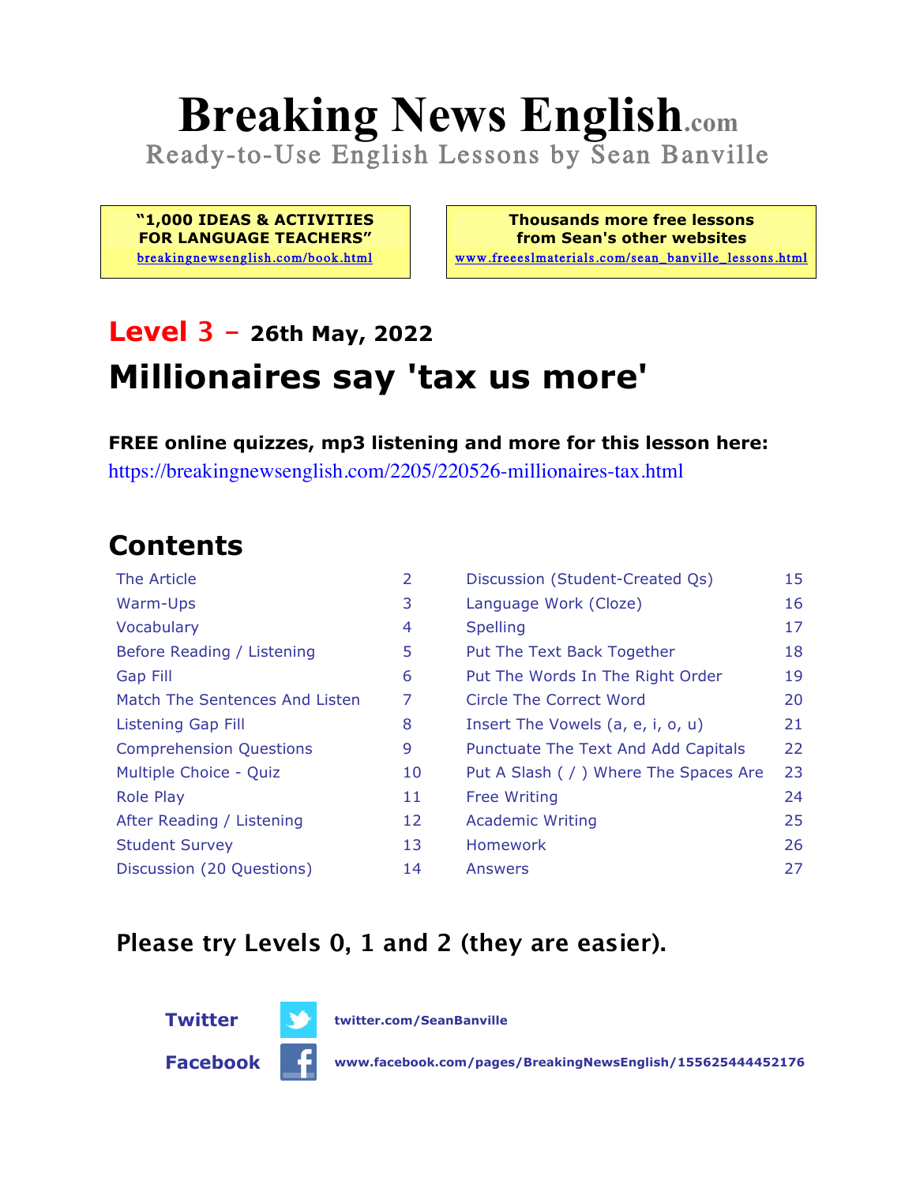# Breaking News English.com

Ready-to-Use English Lessons by Sean Banville

**"1,000 IDEAS & ACTIVITIES FOR LANGUAGE TEACHERS"**
breakingnewsenglish.com/book.html

**Thousands more free lessons from Sean's other websites**
www.freeeslmaterials.com/sean_banville_lessons.html

## Level 3 – 26th May, 2022

## Millionaires say 'tax us more'

**FREE online quizzes, mp3 listening and more for this lesson here:**
https://breakingnewsenglish.com/2205/220526-millionaires-tax.html

## Contents

| | | | |
|---|---|---|---|
| The Article | 2 | Discussion (Student-Created Qs) | 15 |
| Warm-Ups | 3 | Language Work (Cloze) | 16 |
| Vocabulary | 4 | Spelling | 17 |
| Before Reading / Listening | 5 | Put The Text Back Together | 18 |
| Gap Fill | 6 | Put The Words In The Right Order | 19 |
| Match The Sentences And Listen | 7 | Circle The Correct Word | 20 |
| Listening Gap Fill | 8 | Insert The Vowels (a, e, i, o, u) | 21 |
| Comprehension Questions | 9 | Punctuate The Text And Add Capitals | 22 |
| Multiple Choice - Quiz | 10 | Put A Slash ( / ) Where The Spaces Are | 23 |
| Role Play | 11 | Free Writing | 24 |
| After Reading / Listening | 12 | Academic Writing | 25 |
| Student Survey | 13 | Homework | 26 |
| Discussion (20 Questions) | 14 | Answers | 27 |

**Please try Levels 0, 1 and 2 (they are easier).**

**Twitter** twitter.com/SeanBanville

**Facebook** www.facebook.com/pages/BreakingNewsEnglish/155625444452176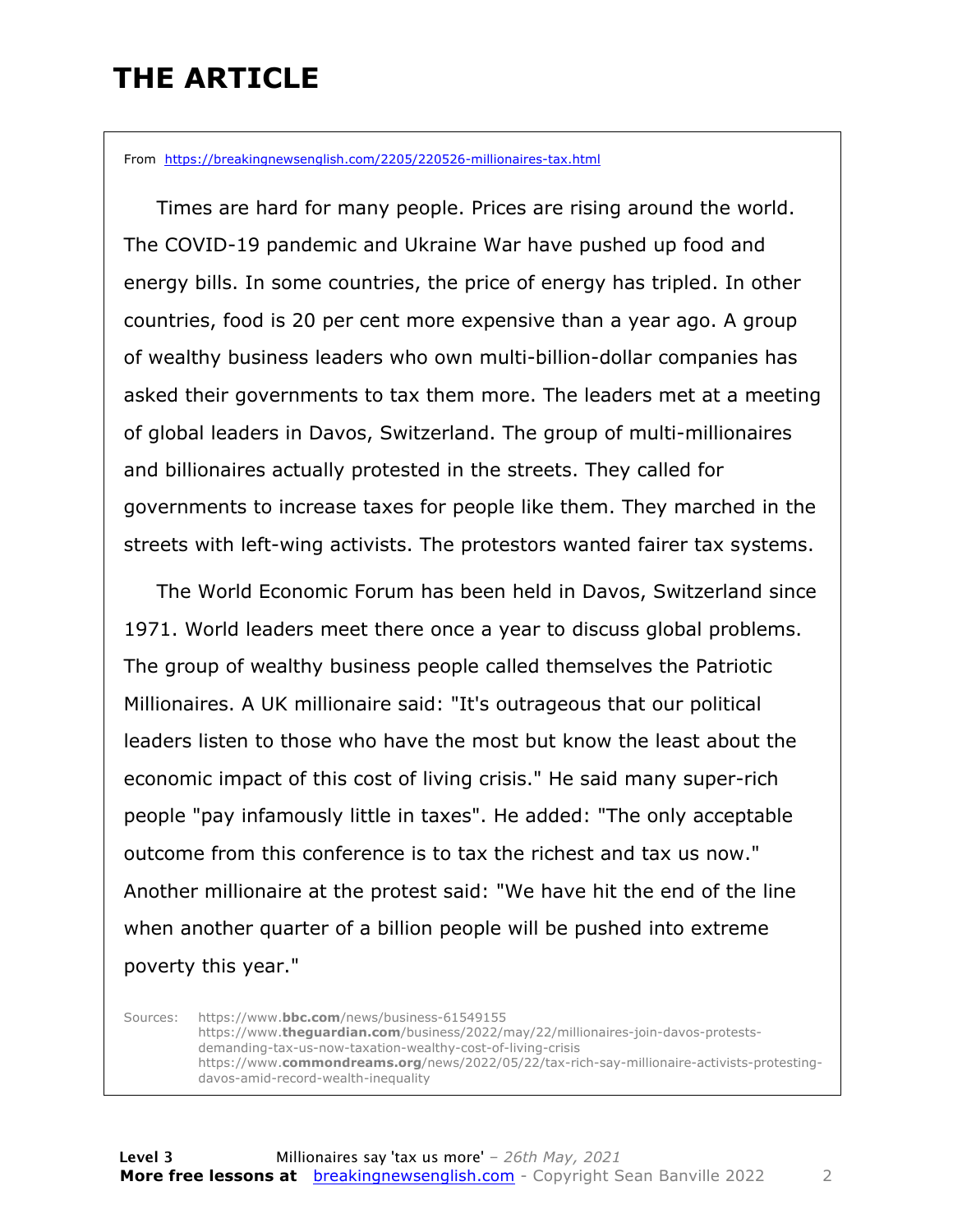# THE ARTICLE

From https://breakingnewsenglish.com/2205/220526-millionaires-tax.html

Times are hard for many people. Prices are rising around the world. The COVID-19 pandemic and Ukraine War have pushed up food and energy bills. In some countries, the price of energy has tripled. In other countries, food is 20 per cent more expensive than a year ago. A group of wealthy business leaders who own multi-billion-dollar companies has asked their governments to tax them more. The leaders met at a meeting of global leaders in Davos, Switzerland. The group of multi-millionaires and billionaires actually protested in the streets. They called for governments to increase taxes for people like them. They marched in the streets with left-wing activists. The protestors wanted fairer tax systems.

The World Economic Forum has been held in Davos, Switzerland since 1971. World leaders meet there once a year to discuss global problems. The group of wealthy business people called themselves the Patriotic Millionaires. A UK millionaire said: "It's outrageous that our political leaders listen to those who have the most but know the least about the economic impact of this cost of living crisis." He said many super-rich people "pay infamously little in taxes". He added: "The only acceptable outcome from this conference is to tax the richest and tax us now." Another millionaire at the protest said: "We have hit the end of the line when another quarter of a billion people will be pushed into extreme poverty this year."

Sources: https://www.bbc.com/news/business-61549155
https://www.theguardian.com/business/2022/may/22/millionaires-join-davos-protests-demanding-tax-us-now-taxation-wealthy-cost-of-living-crisis
https://www.commondreams.org/news/2022/05/22/tax-rich-say-millionaire-activists-protesting-davos-amid-record-wealth-inequality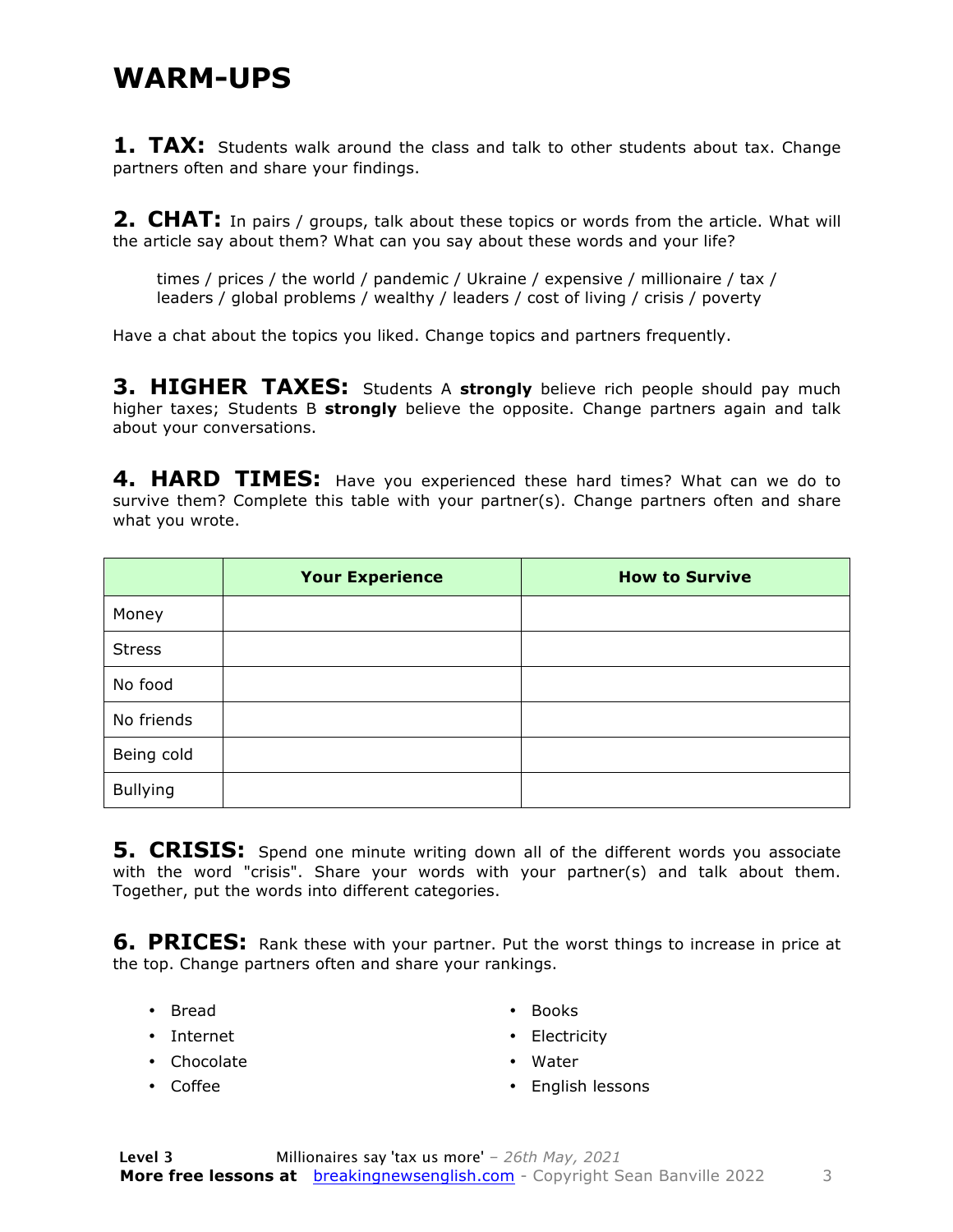# WARM-UPS

**1. TAX:** Students walk around the class and talk to other students about tax. Change partners often and share your findings.

**2. CHAT:** In pairs / groups, talk about these topics or words from the article. What will the article say about them? What can you say about these words and your life?

> times / prices / the world / pandemic / Ukraine / expensive / millionaire / tax / leaders / global problems / wealthy / leaders / cost of living / crisis / poverty

Have a chat about the topics you liked. Change topics and partners frequently.

**3. HIGHER TAXES:** Students A **strongly** believe rich people should pay much higher taxes; Students B **strongly** believe the opposite. Change partners again and talk about your conversations.

**4. HARD TIMES:** Have you experienced these hard times? What can we do to survive them? Complete this table with your partner(s). Change partners often and share what you wrote.

| | Your Experience | How to Survive |
|---|---|---|
| Money | | |
| Stress | | |
| No food | | |
| No friends | | |
| Being cold | | |
| Bullying | | |

**5. CRISIS:** Spend one minute writing down all of the different words you associate with the word "crisis". Share your words with your partner(s) and talk about them. Together, put the words into different categories.

**6. PRICES:** Rank these with your partner. Put the worst things to increase in price at the top. Change partners often and share your rankings.

- Bread
- Internet
- Chocolate
- Coffee
- Books
- Electricity
- Water
- English lessons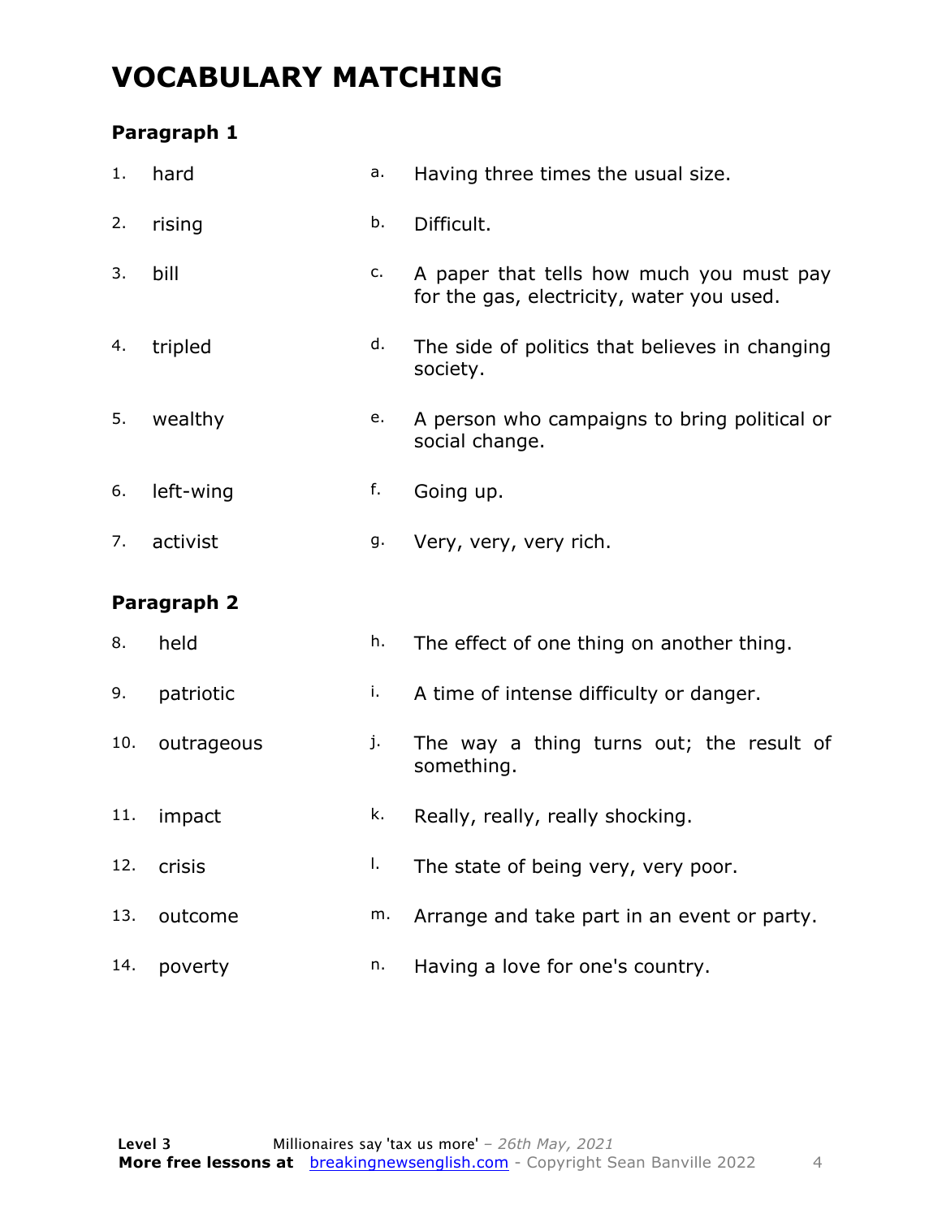# VOCABULARY MATCHING

### Paragraph 1

| | | | |
|---|---|---|---|
| 1. | hard | a. | Having three times the usual size. |
| 2. | rising | b. | Difficult. |
| 3. | bill | c. | A paper that tells how much you must pay for the gas, electricity, water you used. |
| 4. | tripled | d. | The side of politics that believes in changing society. |
| 5. | wealthy | e. | A person who campaigns to bring political or social change. |
| 6. | left-wing | f. | Going up. |
| 7. | activist | g. | Very, very, very rich. |

### Paragraph 2

| | | | |
|---|---|---|---|
| 8. | held | h. | The effect of one thing on another thing. |
| 9. | patriotic | i. | A time of intense difficulty or danger. |
| 10. | outrageous | j. | The way a thing turns out; the result of something. |
| 11. | impact | k. | Really, really, really shocking. |
| 12. | crisis | l. | The state of being very, very poor. |
| 13. | outcome | m. | Arrange and take part in an event or party. |
| 14. | poverty | n. | Having a love for one's country. |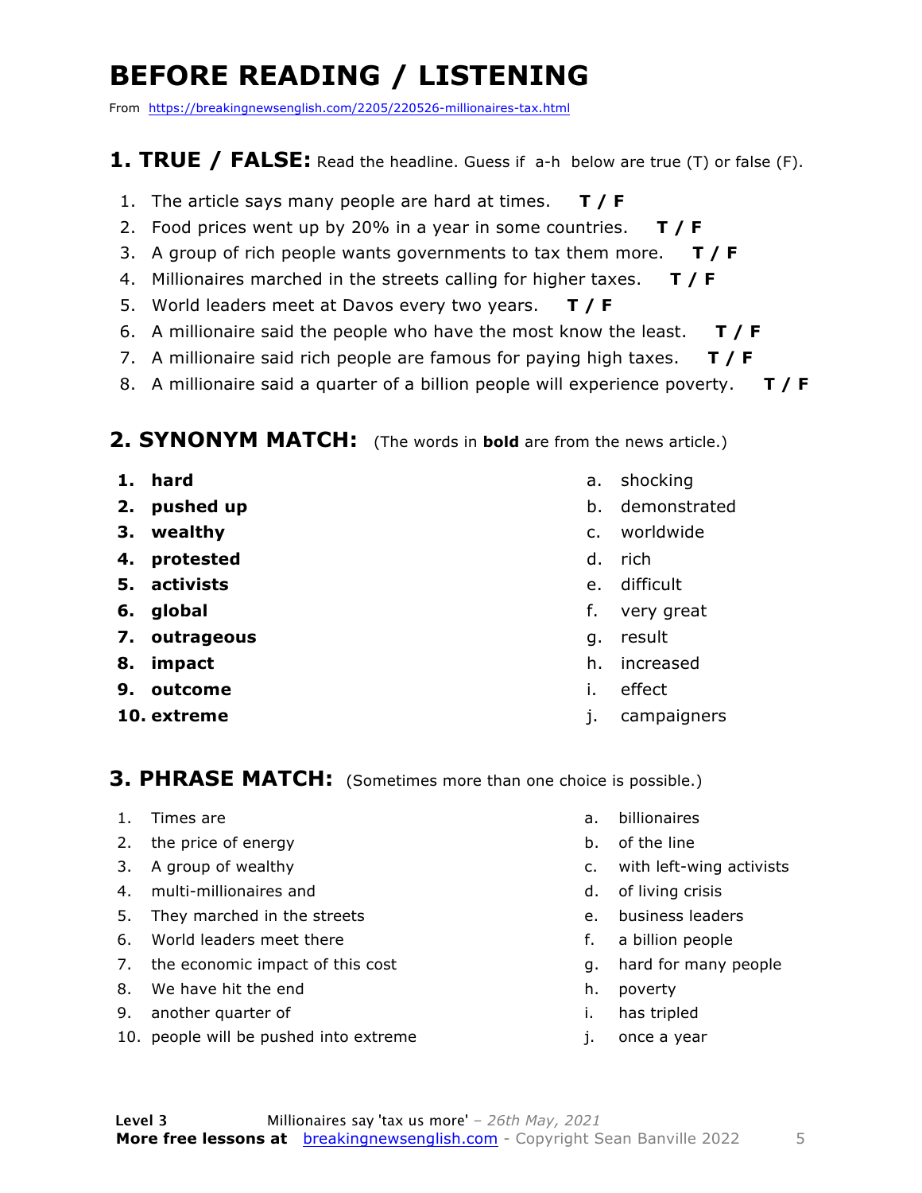# BEFORE READING / LISTENING

From https://breakingnewsenglish.com/2205/220526-millionaires-tax.html

## 1. TRUE / FALSE: Read the headline. Guess if a-h below are true (T) or false (F).

1. The article says many people are hard at times. **T / F**
2. Food prices went up by 20% in a year in some countries. **T / F**
3. A group of rich people wants governments to tax them more. **T / F**
4. Millionaires marched in the streets calling for higher taxes. **T / F**
5. World leaders meet at Davos every two years. **T / F**
6. A millionaire said the people who have the most know the least. **T / F**
7. A millionaire said rich people are famous for paying high taxes. **T / F**
8. A millionaire said a quarter of a billion people will experience poverty. **T / F**

## 2. SYNONYM MATCH: (The words in **bold** are from the news article.)

1. **hard**
2. **pushed up**
3. **wealthy**
4. **protested**
5. **activists**
6. **global**
7. **outrageous**
8. **impact**
9. **outcome**
10. **extreme**

a. shocking
b. demonstrated
c. worldwide
d. rich
e. difficult
f. very great
g. result
h. increased
i. effect
j. campaigners

## 3. PHRASE MATCH: (Sometimes more than one choice is possible.)

1. Times are
2. the price of energy
3. A group of wealthy
4. multi-millionaires and
5. They marched in the streets
6. World leaders meet there
7. the economic impact of this cost
8. We have hit the end
9. another quarter of
10. people will be pushed into extreme

a. billionaires
b. of the line
c. with left-wing activists
d. of living crisis
e. business leaders
f. a billion people
g. hard for many people
h. poverty
i. has tripled
j. once a year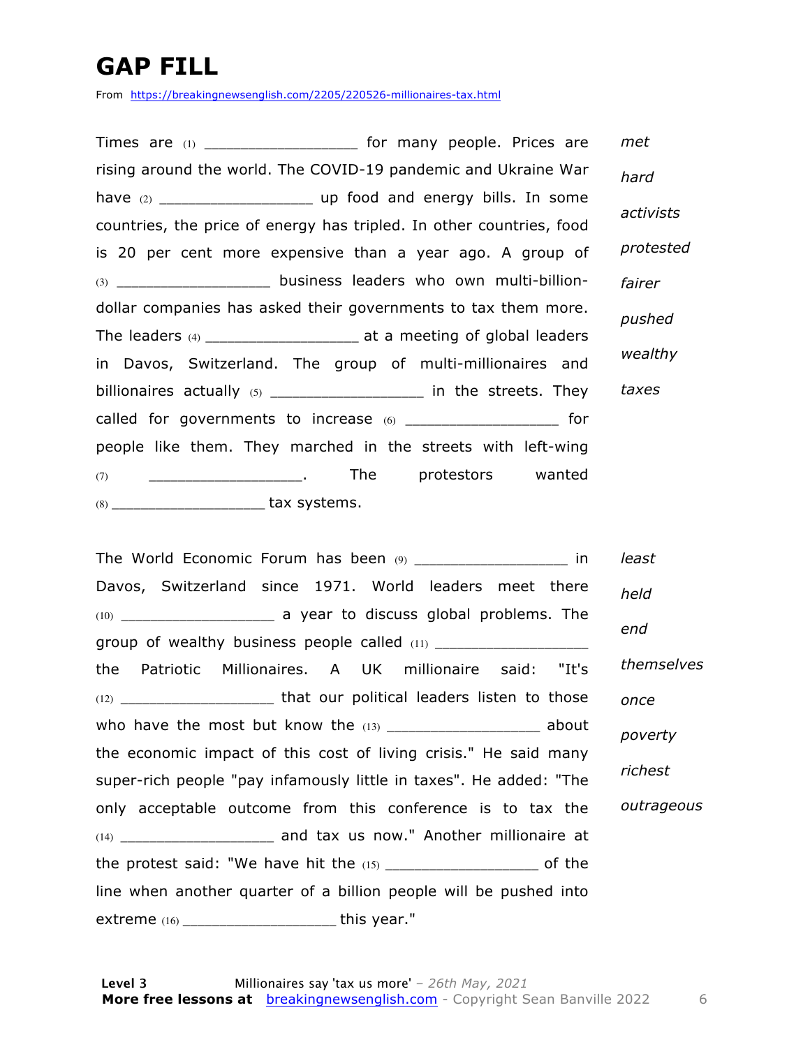# GAP FILL

From https://breakingnewsenglish.com/2205/220526-millionaires-tax.html

Times are (1) _________________ for many people. Prices are rising around the world. The COVID-19 pandemic and Ukraine War have (2) _________________ up food and energy bills. In some countries, the price of energy has tripled. In other countries, food is 20 per cent more expensive than a year ago. A group of (3) _________________ business leaders who own multi-billion-dollar companies has asked their governments to tax them more. The leaders (4) _________________ at a meeting of global leaders in Davos, Switzerland. The group of multi-millionaires and billionaires actually (5) _________________ in the streets. They called for governments to increase (6) _________________ for people like them. They marched in the streets with left-wing (7) _________________. The protestors wanted (8) _________________ tax systems.

*met*

*hard*

*activists*

*protested*

*fairer*

*pushed*

*wealthy*

*taxes*

The World Economic Forum has been (9) _________________ in Davos, Switzerland since 1971. World leaders meet there (10) _________________ a year to discuss global problems. The group of wealthy business people called (11) _________________ the Patriotic Millionaires. A UK millionaire said: "It's (12) _________________ that our political leaders listen to those who have the most but know the (13) _________________ about the economic impact of this cost of living crisis." He said many super-rich people "pay infamously little in taxes". He added: "The only acceptable outcome from this conference is to tax the (14) _________________ and tax us now." Another millionaire at the protest said: "We have hit the (15) _________________ of the line when another quarter of a billion people will be pushed into extreme (16) _________________ this year."

*least*

*held*

*end*

*themselves*

*once*

*poverty*

*richest*

*outrageous*

**Level 3** Millionaires say 'tax us more' – *26th May, 2021*

**More free lessons at** breakingnewsenglish.com - Copyright Sean Banville 2022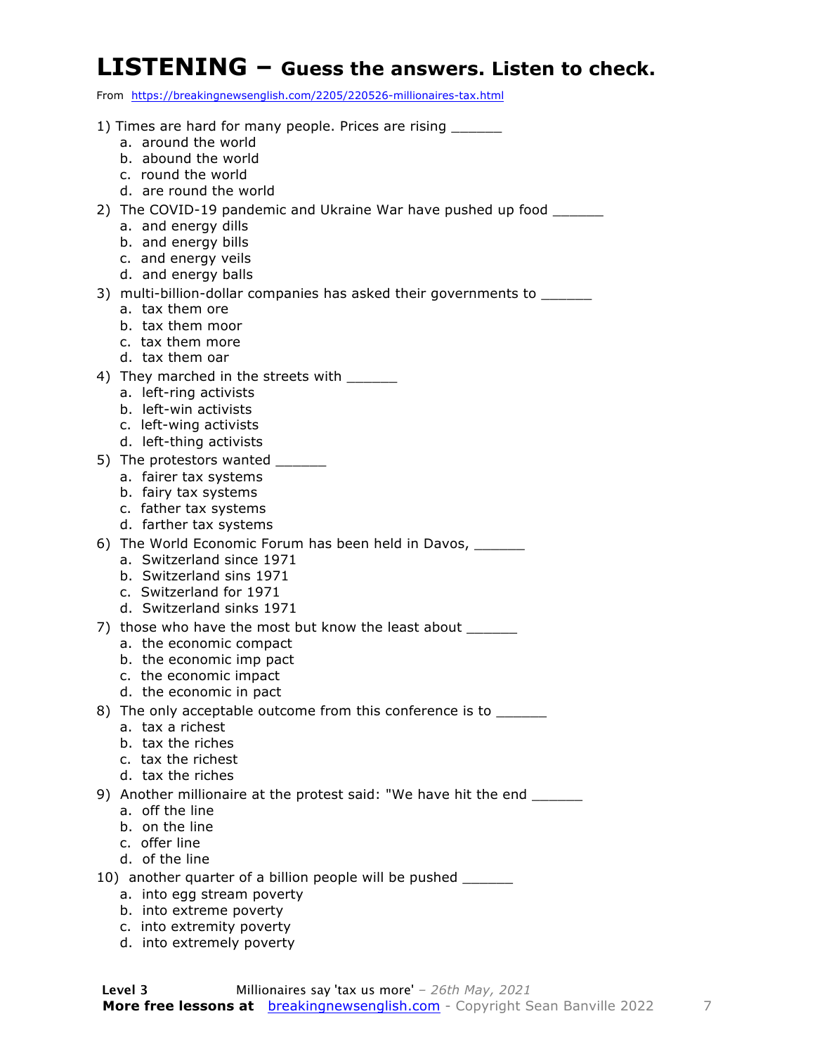# LISTENING – Guess the answers. Listen to check.

From https://breakingnewsenglish.com/2205/220526-millionaires-tax.html

1) Times are hard for many people. Prices are rising ______
   a. around the world
   b. abound the world
   c. round the world
   d. are round the world

2) The COVID-19 pandemic and Ukraine War have pushed up food ______
   a. and energy dills
   b. and energy bills
   c. and energy veils
   d. and energy balls

3) multi-billion-dollar companies has asked their governments to ______
   a. tax them ore
   b. tax them moor
   c. tax them more
   d. tax them oar

4) They marched in the streets with ______
   a. left-ring activists
   b. left-win activists
   c. left-wing activists
   d. left-thing activists

5) The protestors wanted ______
   a. fairer tax systems
   b. fairy tax systems
   c. father tax systems
   d. farther tax systems

6) The World Economic Forum has been held in Davos, ______
   a. Switzerland since 1971
   b. Switzerland sins 1971
   c. Switzerland for 1971
   d. Switzerland sinks 1971

7) those who have the most but know the least about ______
   a. the economic compact
   b. the economic imp pact
   c. the economic impact
   d. the economic in pact

8) The only acceptable outcome from this conference is to ______
   a. tax a richest
   b. tax the riches
   c. tax the richest
   d. tax the riches

9) Another millionaire at the protest said: "We have hit the end ______
   a. off the line
   b. on the line
   c. offer line
   d. of the line

10) another quarter of a billion people will be pushed ______
   a. into egg stream poverty
   b. into extreme poverty
   c. into extremity poverty
   d. into extremely poverty

**Level 3** Millionaires say 'tax us more' – *26th May, 2021*
**More free lessons at** breakingnewsenglish.com - Copyright Sean Banville 2022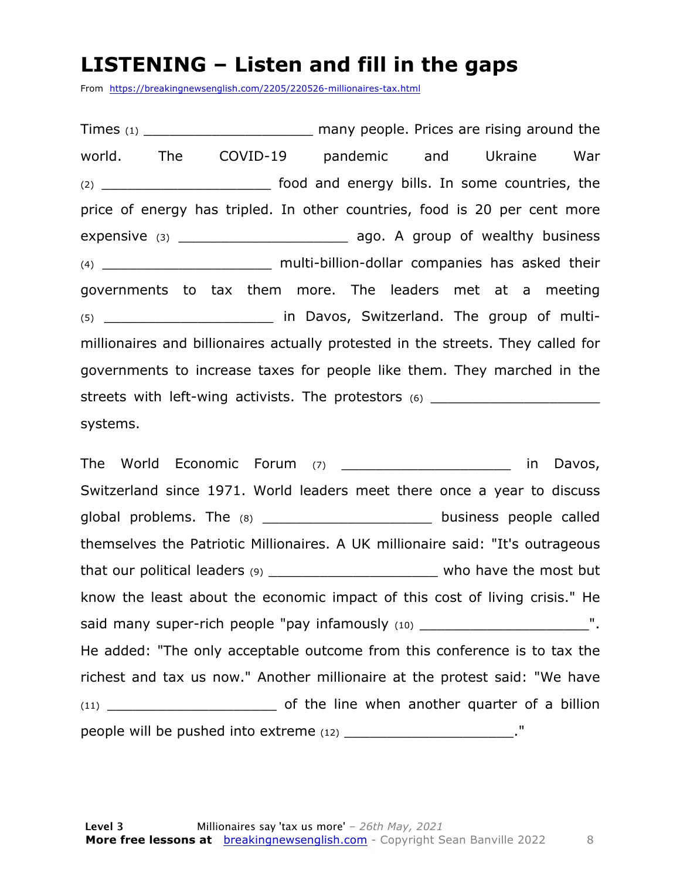# LISTENING – Listen and fill in the gaps

From https://breakingnewsenglish.com/2205/220526-millionaires-tax.html

Times (1) ____________________ many people. Prices are rising around the world. The COVID-19 pandemic and Ukraine War (2) ____________________ food and energy bills. In some countries, the price of energy has tripled. In other countries, food is 20 per cent more expensive (3) ____________________ ago. A group of wealthy business (4) ____________________ multi-billion-dollar companies has asked their governments to tax them more. The leaders met at a meeting (5) ____________________ in Davos, Switzerland. The group of multi-millionaires and billionaires actually protested in the streets. They called for governments to increase taxes for people like them. They marched in the streets with left-wing activists. The protestors (6) ____________________ systems.

The World Economic Forum (7) ____________________ in Davos, Switzerland since 1971. World leaders meet there once a year to discuss global problems. The (8) ____________________ business people called themselves the Patriotic Millionaires. A UK millionaire said: "It's outrageous that our political leaders (9) ____________________ who have the most but know the least about the economic impact of this cost of living crisis." He said many super-rich people "pay infamously (10) ____________________". He added: "The only acceptable outcome from this conference is to tax the richest and tax us now." Another millionaire at the protest said: "We have (11) ____________________ of the line when another quarter of a billion people will be pushed into extreme (12) ____________________."

**Level 3** Millionaires say 'tax us more' – *26th May, 2021*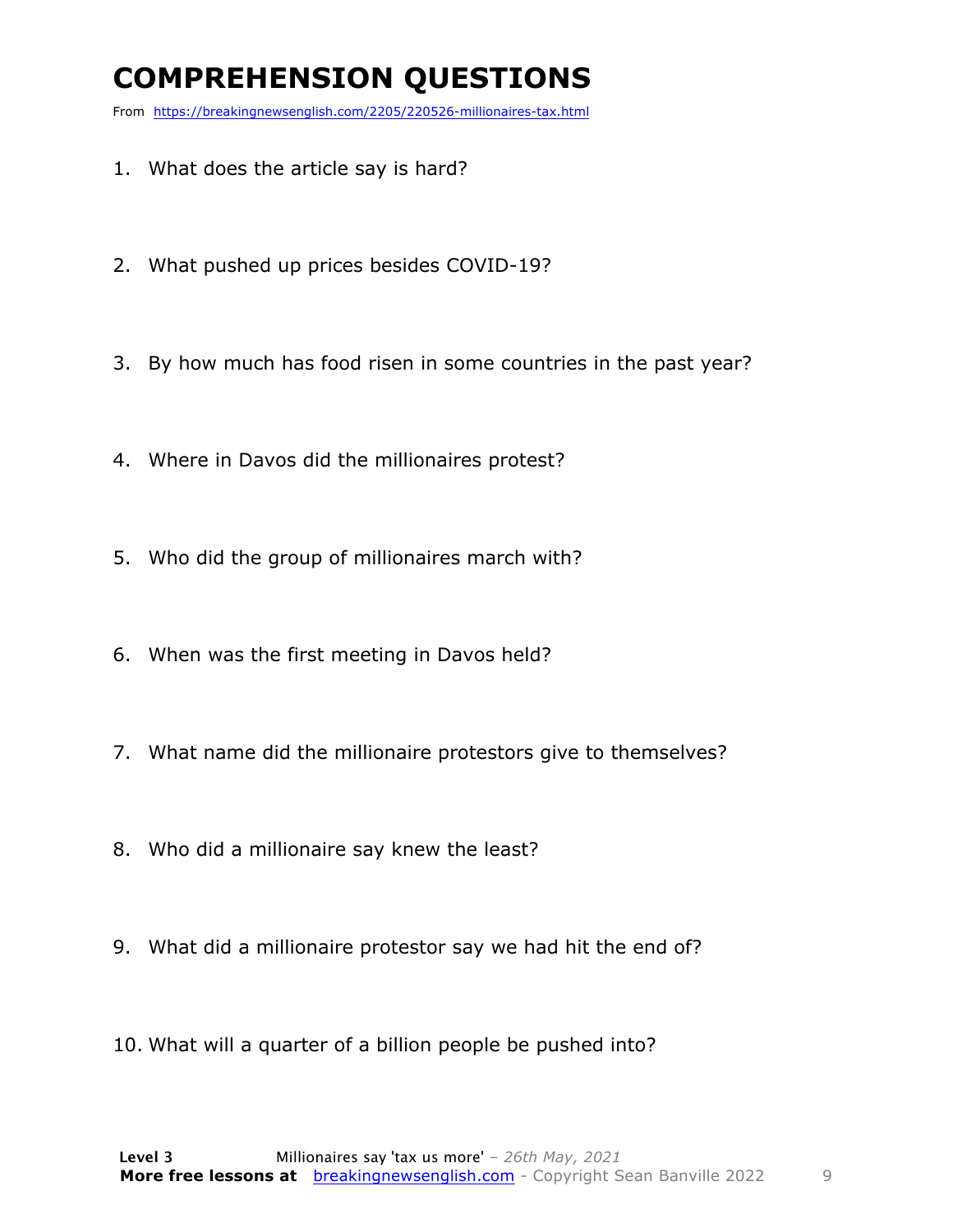# COMPREHENSION QUESTIONS

From https://breakingnewsenglish.com/2205/220526-millionaires-tax.html

1. What does the article say is hard?
2. What pushed up prices besides COVID-19?
3. By how much has food risen in some countries in the past year?
4. Where in Davos did the millionaires protest?
5. Who did the group of millionaires march with?
6. When was the first meeting in Davos held?
7. What name did the millionaire protestors give to themselves?
8. Who did a millionaire say knew the least?
9. What did a millionaire protestor say we had hit the end of?
10. What will a quarter of a billion people be pushed into?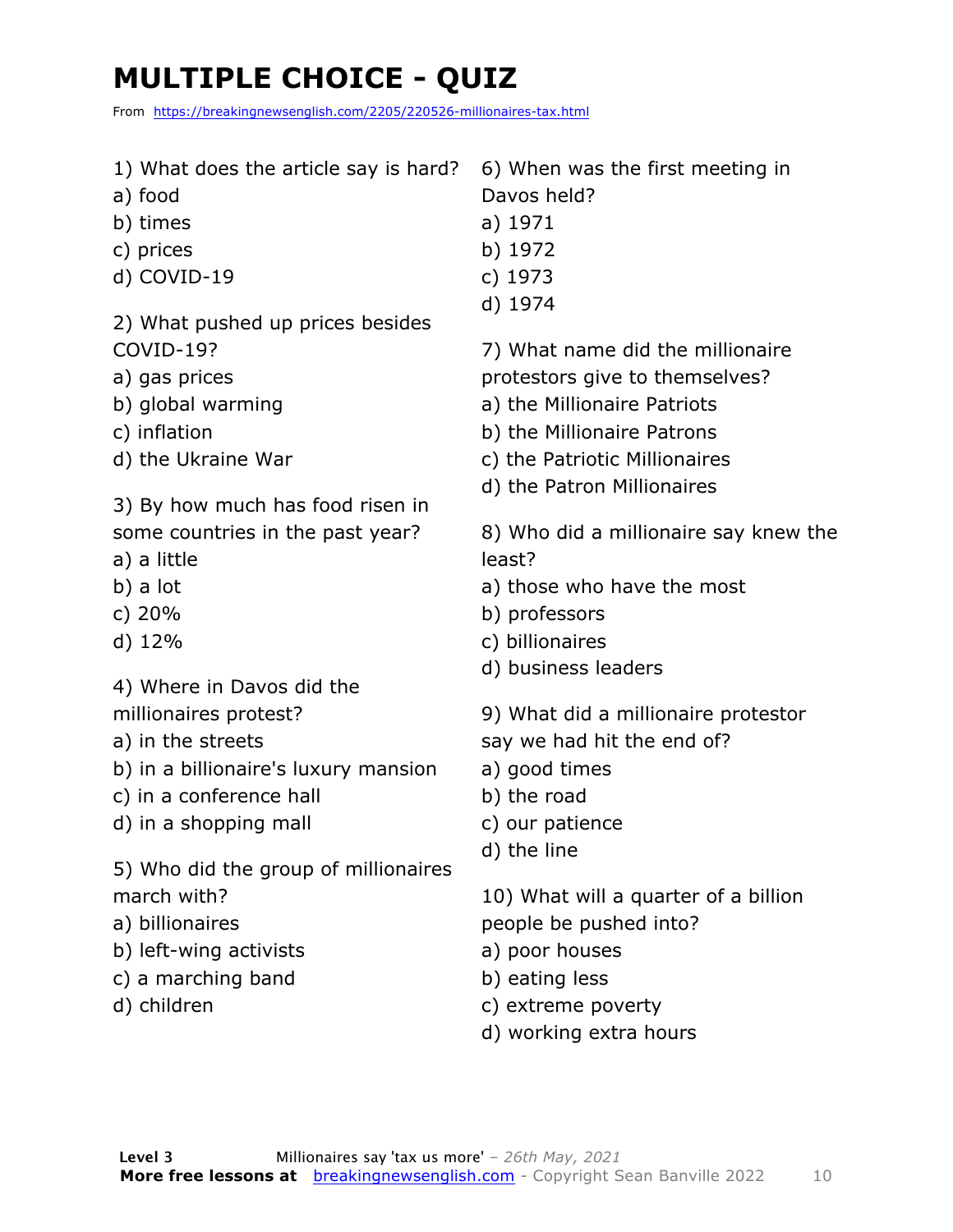# MULTIPLE CHOICE - QUIZ

From https://breakingnewsenglish.com/2205/220526-millionaires-tax.html

1) What does the article say is hard?
a) food
b) times
c) prices
d) COVID-19

2) What pushed up prices besides COVID-19?
a) gas prices
b) global warming
c) inflation
d) the Ukraine War

3) By how much has food risen in some countries in the past year?
a) a little
b) a lot
c) 20%
d) 12%

4) Where in Davos did the millionaires protest?
a) in the streets
b) in a billionaire's luxury mansion
c) in a conference hall
d) in a shopping mall

5) Who did the group of millionaires march with?
a) billionaires
b) left-wing activists
c) a marching band
d) children

6) When was the first meeting in Davos held?
a) 1971
b) 1972
c) 1973
d) 1974

7) What name did the millionaire protestors give to themselves?
a) the Millionaire Patriots
b) the Millionaire Patrons
c) the Patriotic Millionaires
d) the Patron Millionaires

8) Who did a millionaire say knew the least?
a) those who have the most
b) professors
c) billionaires
d) business leaders

9) What did a millionaire protestor say we had hit the end of?
a) good times
b) the road
c) our patience
d) the line

10) What will a quarter of a billion people be pushed into?
a) poor houses
b) eating less
c) extreme poverty
d) working extra hours

**Level 3** Millionaires say 'tax us more' – *26th May, 2021*
**More free lessons at** breakingnewsenglish.com - Copyright Sean Banville 2022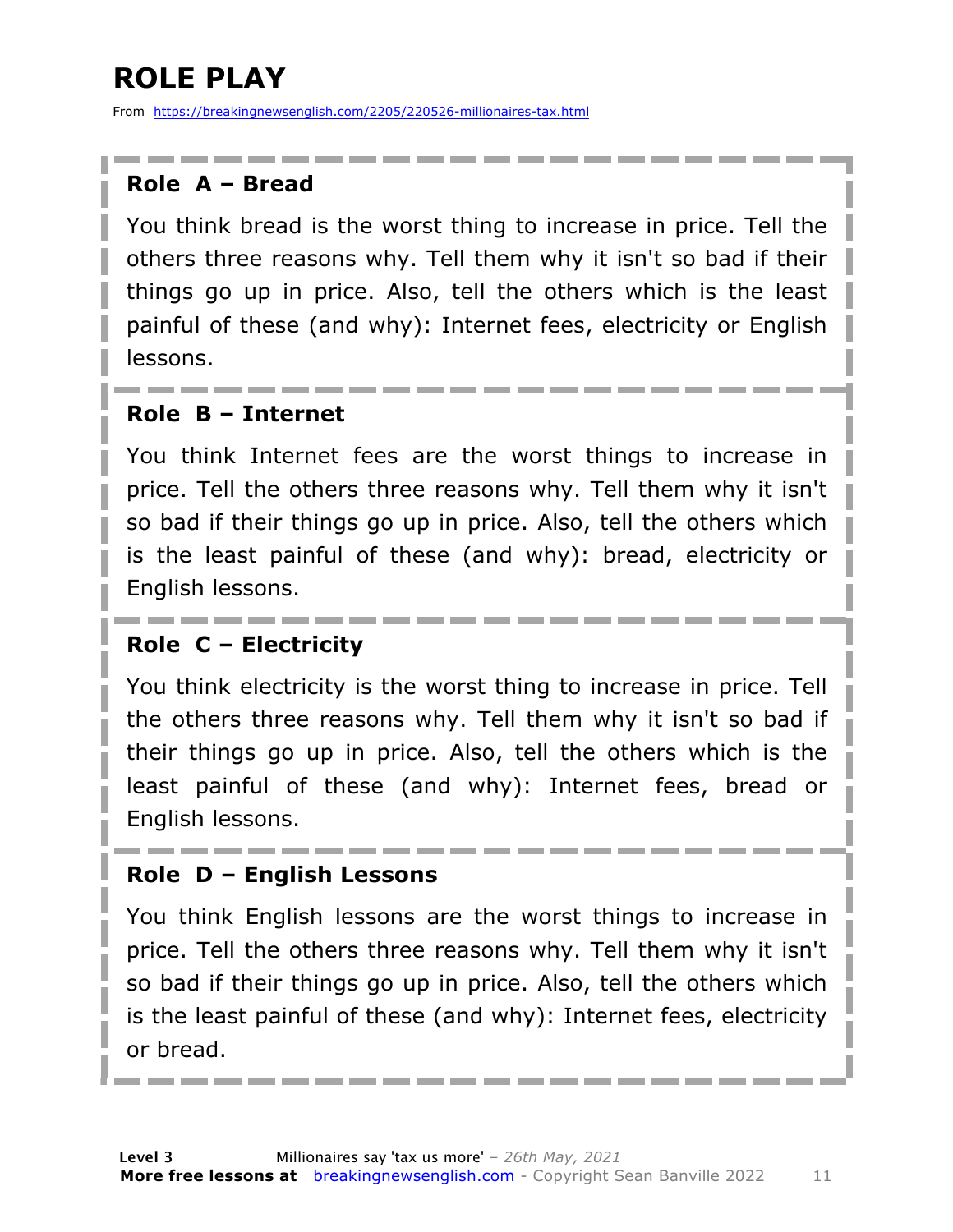# ROLE PLAY

From https://breakingnewsenglish.com/2205/220526-millionaires-tax.html

**Role A – Bread**

You think bread is the worst thing to increase in price. Tell the others three reasons why. Tell them why it isn't so bad if their things go up in price. Also, tell the others which is the least painful of these (and why): Internet fees, electricity or English lessons.

**Role B – Internet**

You think Internet fees are the worst things to increase in price. Tell the others three reasons why. Tell them why it isn't so bad if their things go up in price. Also, tell the others which is the least painful of these (and why): bread, electricity or English lessons.

**Role C – Electricity**

You think electricity is the worst thing to increase in price. Tell the others three reasons why. Tell them why it isn't so bad if their things go up in price. Also, tell the others which is the least painful of these (and why): Internet fees, bread or English lessons.

**Role D – English Lessons**

You think English lessons are the worst things to increase in price. Tell the others three reasons why. Tell them why it isn't so bad if their things go up in price. Also, tell the others which is the least painful of these (and why): Internet fees, electricity or bread.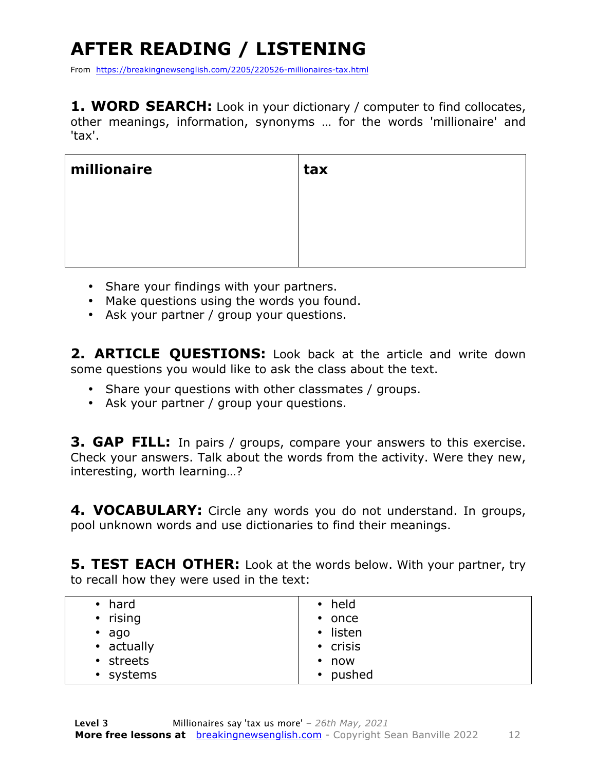# AFTER READING / LISTENING

From https://breakingnewsenglish.com/2205/220526-millionaires-tax.html

**1. WORD SEARCH:** Look in your dictionary / computer to find collocates, other meanings, information, synonyms … for the words 'millionaire' and 'tax'.

| millionaire | tax |
|---|---|
| | |

- Share your findings with your partners.
- Make questions using the words you found.
- Ask your partner / group your questions.

**2. ARTICLE QUESTIONS:** Look back at the article and write down some questions you would like to ask the class about the text.

- Share your questions with other classmates / groups.
- Ask your partner / group your questions.

**3. GAP FILL:** In pairs / groups, compare your answers to this exercise. Check your answers. Talk about the words from the activity. Were they new, interesting, worth learning…?

**4. VOCABULARY:** Circle any words you do not understand. In groups, pool unknown words and use dictionaries to find their meanings.

**5. TEST EACH OTHER:** Look at the words below. With your partner, try to recall how they were used in the text:

| | |
|---|---|
| • hard | • held |
| • rising | • once |
| • ago | • listen |
| • actually | • crisis |
| • streets | • now |
| • systems | • pushed |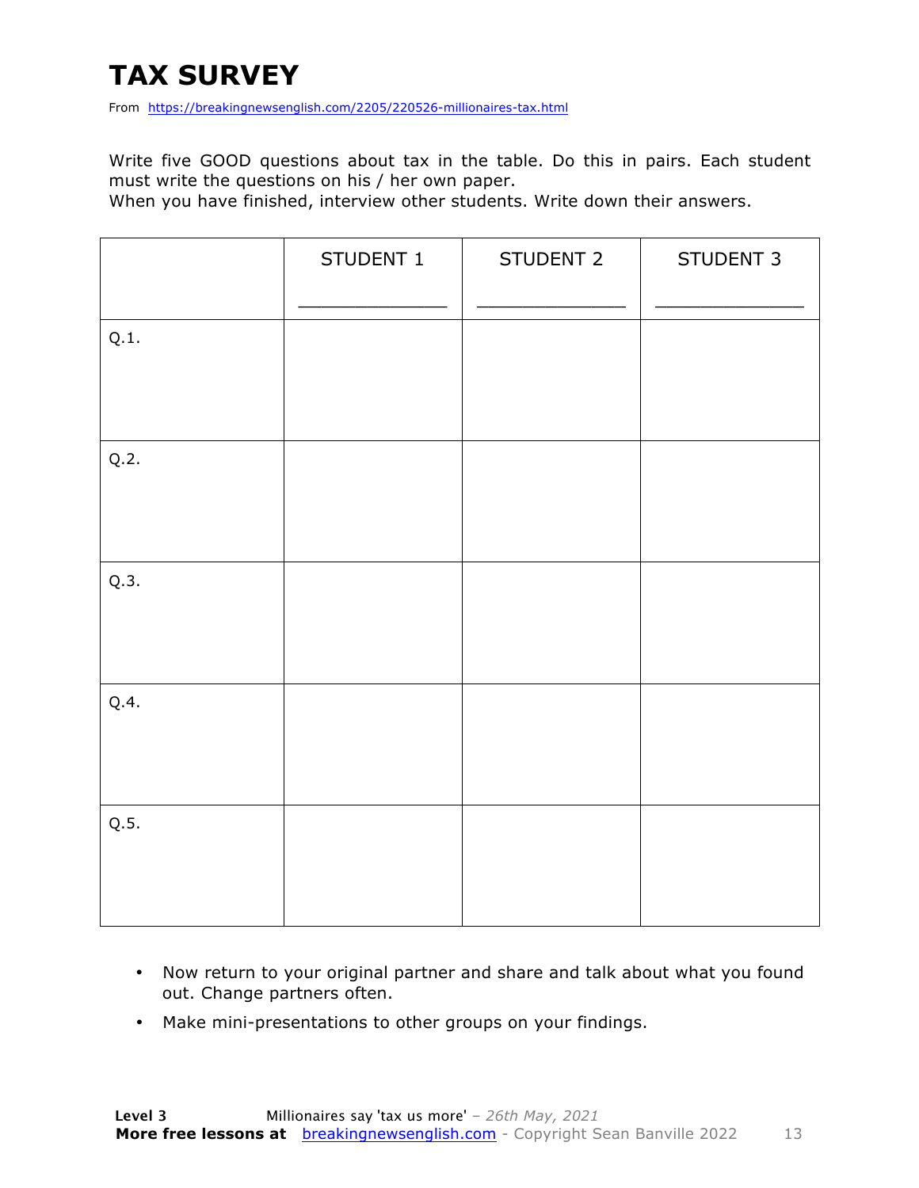# TAX SURVEY

From https://breakingnewsenglish.com/2205/220526-millionaires-tax.html

Write five GOOD questions about tax in the table. Do this in pairs. Each student must write the questions on his / her own paper.

When you have finished, interview other students. Write down their answers.

| | STUDENT 1<br>_____________ | STUDENT 2<br>_____________ | STUDENT 3<br>_____________ |
|---|---|---|---|
| Q.1. | | | |
| Q.2. | | | |
| Q.3. | | | |
| Q.4. | | | |
| Q.5. | | | |

- Now return to your original partner and share and talk about what you found out. Change partners often.
- Make mini-presentations to other groups on your findings.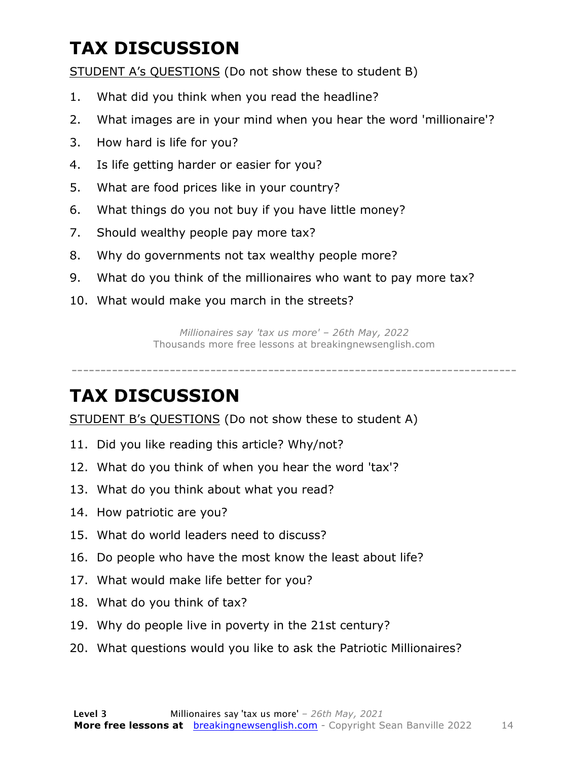# TAX DISCUSSION

STUDENT A's QUESTIONS (Do not show these to student B)

1. What did you think when you read the headline?
2. What images are in your mind when you hear the word 'millionaire'?
3. How hard is life for you?
4. Is life getting harder or easier for you?
5. What are food prices like in your country?
6. What things do you not buy if you have little money?
7. Should wealthy people pay more tax?
8. Why do governments not tax wealthy people more?
9. What do you think of the millionaires who want to pay more tax?
10. What would make you march in the streets?

*Millionaires say 'tax us more' – 26th May, 2022*
Thousands more free lessons at breakingnewsenglish.com

---

# TAX DISCUSSION

STUDENT B's QUESTIONS (Do not show these to student A)

11. Did you like reading this article? Why/not?
12. What do you think of when you hear the word 'tax'?
13. What do you think about what you read?
14. How patriotic are you?
15. What do world leaders need to discuss?
16. Do people who have the most know the least about life?
17. What would make life better for you?
18. What do you think of tax?
19. Why do people live in poverty in the 21st century?
20. What questions would you like to ask the Patriotic Millionaires?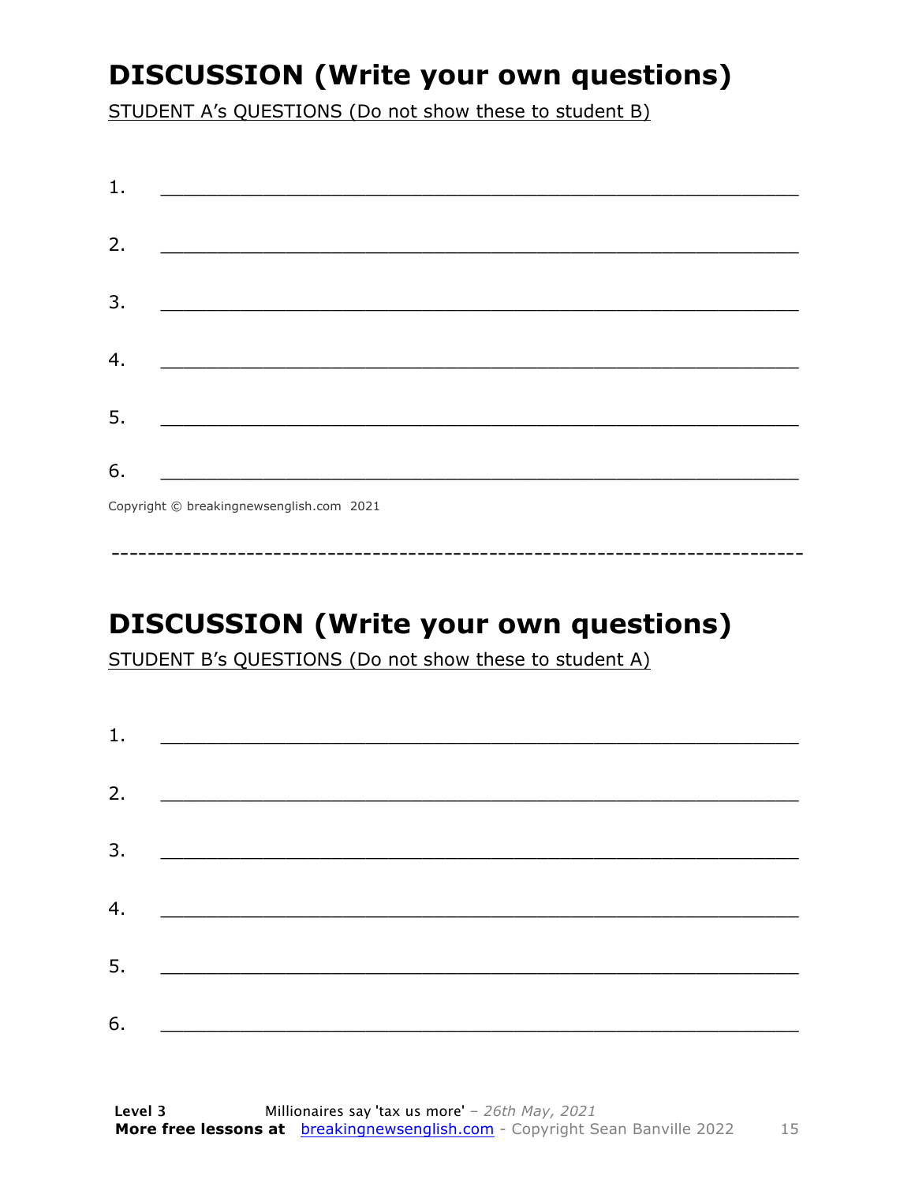# DISCUSSION (Write your own questions)

STUDENT A's QUESTIONS (Do not show these to student B)

1. ___________________________________________________________

2. ___________________________________________________________

3. ___________________________________________________________

4. ___________________________________________________________

5. ___________________________________________________________

6. ___________________________________________________________

Copyright © breakingnewsenglish.com 2021

------------------------------------------------------------------------------

# DISCUSSION (Write your own questions)

STUDENT B's QUESTIONS (Do not show these to student A)

1. ___________________________________________________________

2. ___________________________________________________________

3. ___________________________________________________________

4. ___________________________________________________________

5. ___________________________________________________________

6. ___________________________________________________________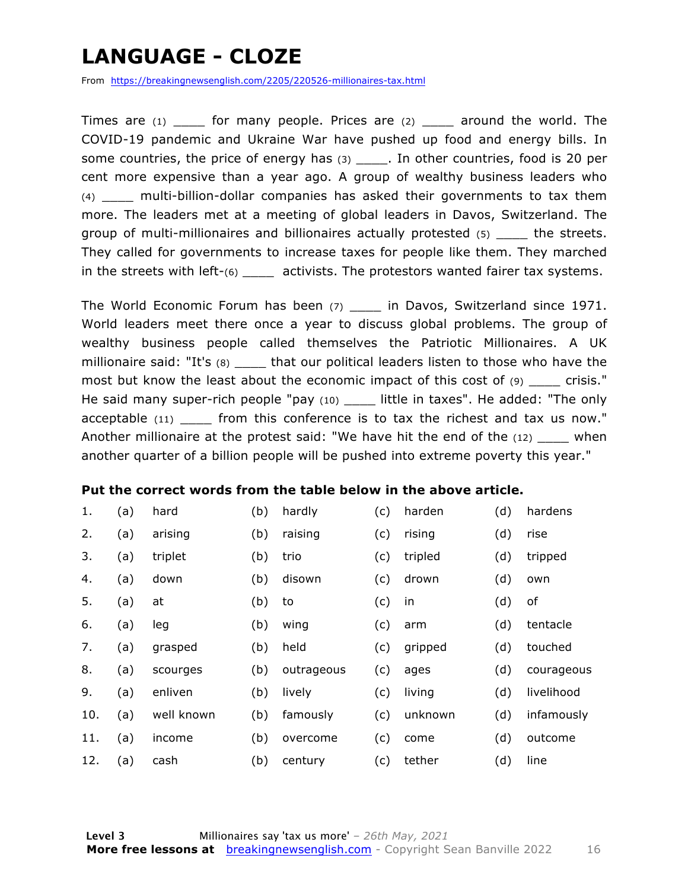# LANGUAGE - CLOZE

From https://breakingnewsenglish.com/2205/220526-millionaires-tax.html

Times are (1) ____ for many people. Prices are (2) ____ around the world. The COVID-19 pandemic and Ukraine War have pushed up food and energy bills. In some countries, the price of energy has (3) ____. In other countries, food is 20 per cent more expensive than a year ago. A group of wealthy business leaders who (4) ____ multi-billion-dollar companies has asked their governments to tax them more. The leaders met at a meeting of global leaders in Davos, Switzerland. The group of multi-millionaires and billionaires actually protested (5) ____ the streets. They called for governments to increase taxes for people like them. They marched in the streets with left-(6) ____ activists. The protestors wanted fairer tax systems.

The World Economic Forum has been (7) ____ in Davos, Switzerland since 1971. World leaders meet there once a year to discuss global problems. The group of wealthy business people called themselves the Patriotic Millionaires. A UK millionaire said: "It's (8) ____ that our political leaders listen to those who have the most but know the least about the economic impact of this cost of (9) ____ crisis." He said many super-rich people "pay (10) ____ little in taxes". He added: "The only acceptable (11) ____ from this conference is to tax the richest and tax us now." Another millionaire at the protest said: "We have hit the end of the (12) ____ when another quarter of a billion people will be pushed into extreme poverty this year."

**Put the correct words from the table below in the above article.**

| | | | | | | | | |
|---|---|---|---|---|---|---|---|---|
| 1. | (a) | hard | (b) | hardly | (c) | harden | (d) | hardens |
| 2. | (a) | arising | (b) | raising | (c) | rising | (d) | rise |
| 3. | (a) | triplet | (b) | trio | (c) | tripled | (d) | tripped |
| 4. | (a) | down | (b) | disown | (c) | drown | (d) | own |
| 5. | (a) | at | (b) | to | (c) | in | (d) | of |
| 6. | (a) | leg | (b) | wing | (c) | arm | (d) | tentacle |
| 7. | (a) | grasped | (b) | held | (c) | gripped | (d) | touched |
| 8. | (a) | scourges | (b) | outrageous | (c) | ages | (d) | courageous |
| 9. | (a) | enliven | (b) | lively | (c) | living | (d) | livelihood |
| 10. | (a) | well known | (b) | famously | (c) | unknown | (d) | infamously |
| 11. | (a) | income | (b) | overcome | (c) | come | (d) | outcome |
| 12. | (a) | cash | (b) | century | (c) | tether | (d) | line |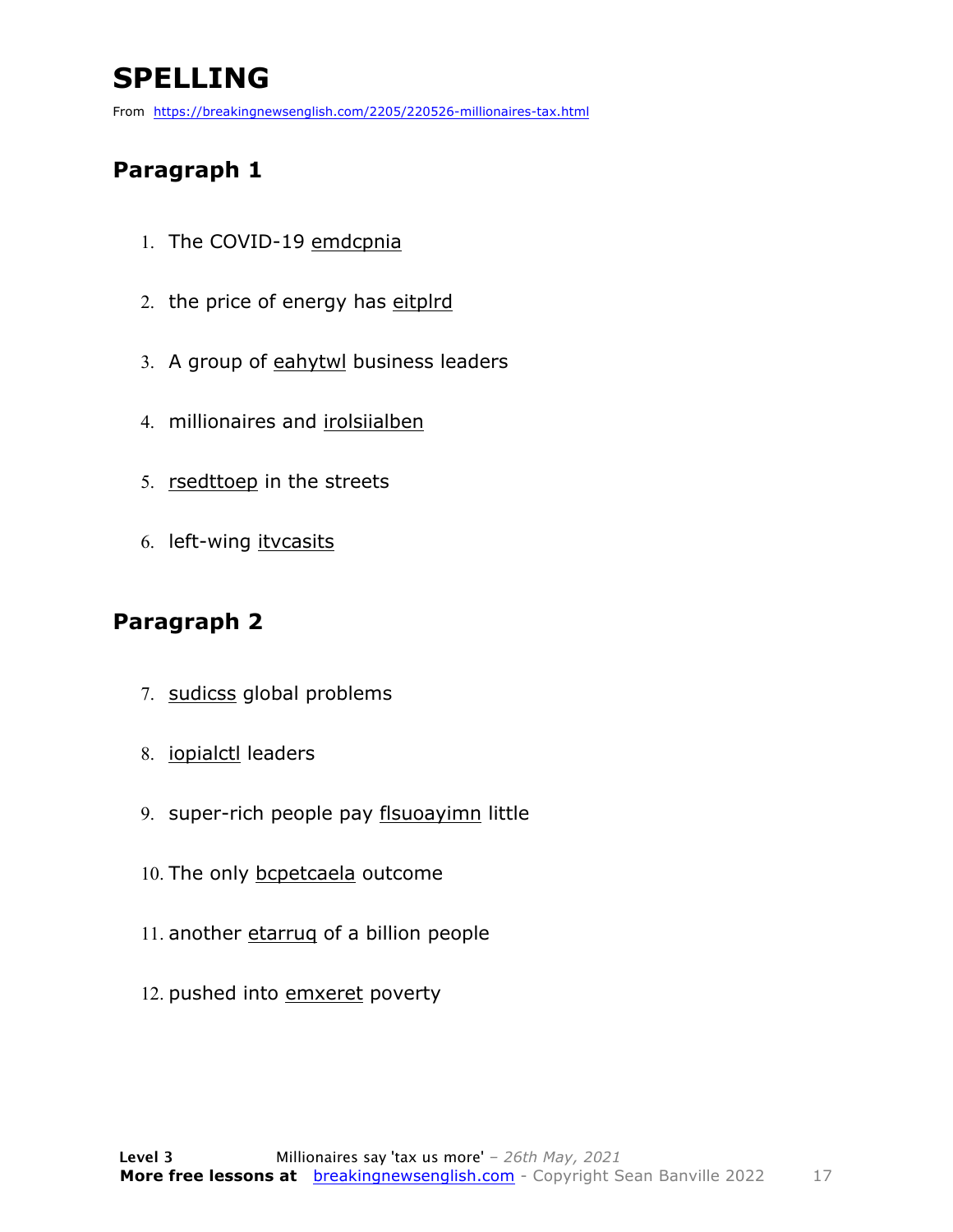# SPELLING

From https://breakingnewsenglish.com/2205/220526-millionaires-tax.html

## Paragraph 1

1. The COVID-19 emdcpnia
2. the price of energy has eitplrd
3. A group of eahytwl business leaders
4. millionaires and irolsiialben
5. rsedttoep in the streets
6. left-wing itvcasits

## Paragraph 2

7. sudicss global problems
8. iopialctl leaders
9. super-rich people pay flsuoayimn little
10. The only bcpetcaela outcome
11. another etarruq of a billion people
12. pushed into emxeret poverty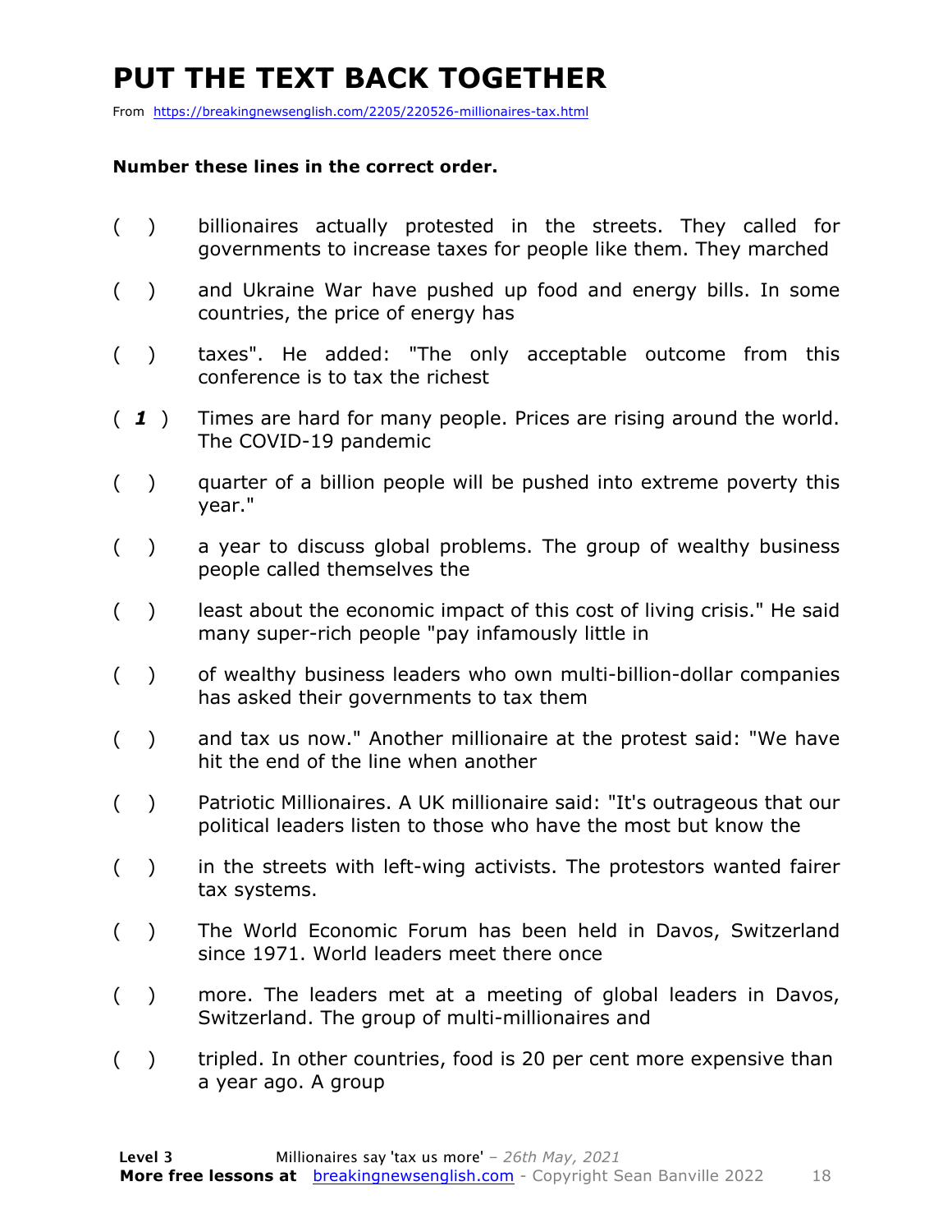# PUT THE TEXT BACK TOGETHER

From https://breakingnewsenglish.com/2205/220526-millionaires-tax.html

**Number these lines in the correct order.**

( ) billionaires actually protested in the streets. They called for governments to increase taxes for people like them. They marched

( ) and Ukraine War have pushed up food and energy bills. In some countries, the price of energy has

( ) taxes". He added: "The only acceptable outcome from this conference is to tax the richest

( ***1*** ) Times are hard for many people. Prices are rising around the world. The COVID-19 pandemic

( ) quarter of a billion people will be pushed into extreme poverty this year."

( ) a year to discuss global problems. The group of wealthy business people called themselves the

( ) least about the economic impact of this cost of living crisis." He said many super-rich people "pay infamously little in

( ) of wealthy business leaders who own multi-billion-dollar companies has asked their governments to tax them

( ) and tax us now." Another millionaire at the protest said: "We have hit the end of the line when another

( ) Patriotic Millionaires. A UK millionaire said: "It's outrageous that our political leaders listen to those who have the most but know the

( ) in the streets with left-wing activists. The protestors wanted fairer tax systems.

( ) The World Economic Forum has been held in Davos, Switzerland since 1971. World leaders meet there once

( ) more. The leaders met at a meeting of global leaders in Davos, Switzerland. The group of multi-millionaires and

( ) tripled. In other countries, food is 20 per cent more expensive than a year ago. A group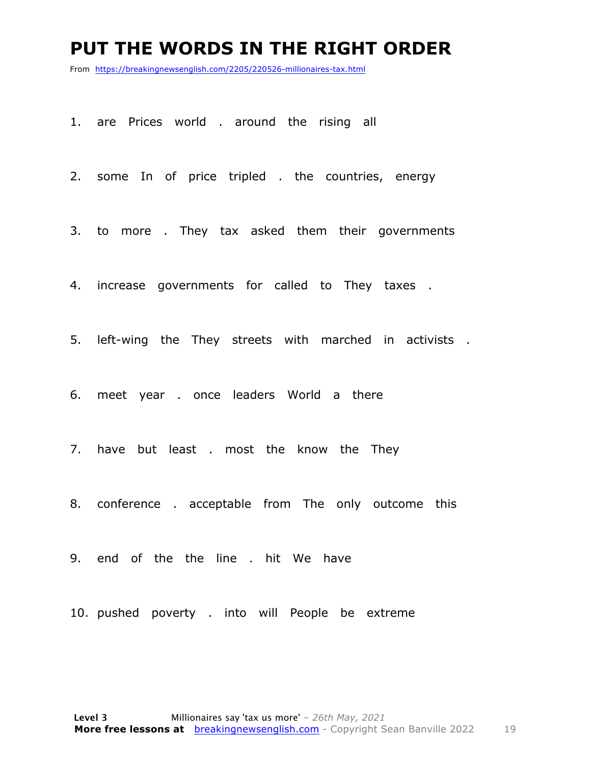# PUT THE WORDS IN THE RIGHT ORDER

From https://breakingnewsenglish.com/2205/220526-millionaires-tax.html

1. are Prices world . around the rising all

2. some In of price tripled . the countries, energy

3. to more . They tax asked them their governments

4. increase governments for called to They taxes .

5. left-wing the They streets with marched in activists .

6. meet year . once leaders World a there

7. have but least . most the know the They

8. conference . acceptable from The only outcome this

9. end of the the line . hit We have

10. pushed poverty . into will People be extreme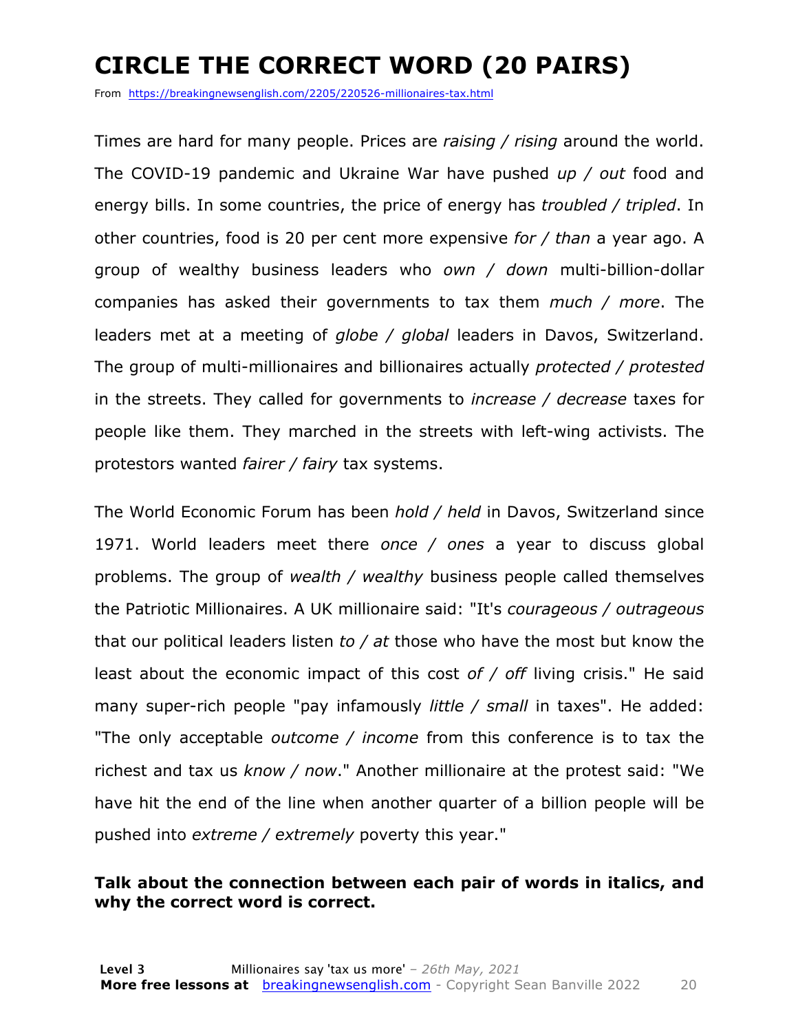# CIRCLE THE CORRECT WORD (20 PAIRS)

From https://breakingnewsenglish.com/2205/220526-millionaires-tax.html

Times are hard for many people. Prices are *raising / rising* around the world. The COVID-19 pandemic and Ukraine War have pushed *up / out* food and energy bills. In some countries, the price of energy has *troubled / tripled*. In other countries, food is 20 per cent more expensive *for / than* a year ago. A group of wealthy business leaders who *own / down* multi-billion-dollar companies has asked their governments to tax them *much / more*. The leaders met at a meeting of *globe / global* leaders in Davos, Switzerland. The group of multi-millionaires and billionaires actually *protected / protested* in the streets. They called for governments to *increase / decrease* taxes for people like them. They marched in the streets with left-wing activists. The protestors wanted *fairer / fairy* tax systems.

The World Economic Forum has been *hold / held* in Davos, Switzerland since 1971. World leaders meet there *once / ones* a year to discuss global problems. The group of *wealth / wealthy* business people called themselves the Patriotic Millionaires. A UK millionaire said: "It's *courageous / outrageous* that our political leaders listen *to / at* those who have the most but know the least about the economic impact of this cost *of / off* living crisis." He said many super-rich people "pay infamously *little / small* in taxes". He added: "The only acceptable *outcome / income* from this conference is to tax the richest and tax us *know / now*." Another millionaire at the protest said: "We have hit the end of the line when another quarter of a billion people will be pushed into *extreme / extremely* poverty this year."

**Talk about the connection between each pair of words in italics, and why the correct word is correct.**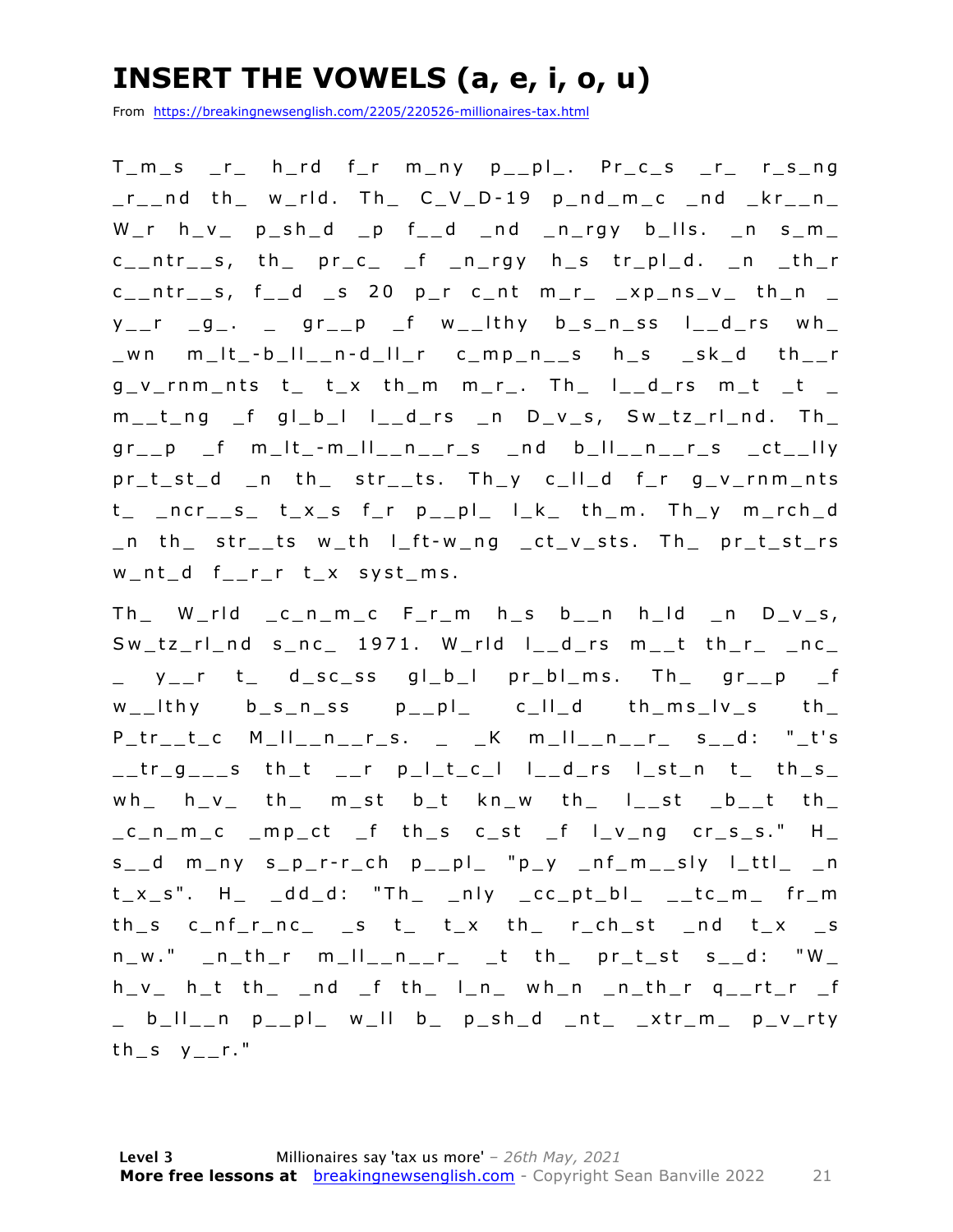# INSERT THE VOWELS (a, e, i, o, u)

From https://breakingnewsenglish.com/2205/220526-millionaires-tax.html

T_m_s _r_ h_rd f_r m_ny p__pl_. Pr_c_s _r_ r_s_ng _r__nd th_ w_rld. Th_ C_V_D-19 p_nd_m_c _nd _kr__n_ W_r h_v_ p_sh_d _p f__d _nd _n_rgy b_lls. _n s_m_ c__ntr__s, th_ pr_c_ _f _n_rgy h_s tr_pl_d. _n _th_r c__ntr__s, f__d _s 20 p_r c_nt m_r_ _xp_ns_v_ th_n _ y__r _g_. _ gr__p _f w__lthy b_s_n_ss l__d_rs wh_ _wn m_lt_-b_ll__n-d_ll_r c_mp_n__s h_s _sk_d th__r g_v_rnm_nts t_ t_x th_m m_r_. Th_ l__d_rs m_t _t _ m__t_ng _f gl_b_l l__d_rs _n D_v_s, Sw_tz_rl_nd. Th_ gr__p _f m_lt_-m_ll__n__r_s _nd b_ll__n__r_s _ct__lly pr_t_st_d _n th_ str__ts. Th_y c_ll_d f_r g_v_rnm_nts t_ _ncr__s_ t_x_s f_r p__pl_ l_k_ th_m. Th_y m_rch_d _n th_ str__ts w_th l_ft-w_ng _ct_v_sts. Th_ pr_t_st_rs w_nt_d f__r_r t_x syst_ms.

Th_ W_rld _c_n_m_c F_r_m h_s b__n h_ld _n D_v_s, Sw_tz_rl_nd s_nc_ 1971. W_rld l__d_rs m__t th_r_ _nc_ _ y__r t_ d_sc_ss gl_b_l pr_bl_ms. Th_ gr__p _f w__lthy b_s_n_ss p__pl_ c_ll_d th_ms_lv_s th_ P_tr__t_c M_ll__n__r_s. _ _K m_ll__n__r_ s__d: "_t's __tr_g___s th_t __r p_l_t_c_l l__d_rs l_st_n t_ th_s_ wh_ h_v_ th_ m_st b_t kn_w th_ l__st _b__t th_ _c_n_m_c _mp_ct _f th_s c_st _f l_v_ng cr_s_s." H_ s__d m_ny s_p_r-r_ch p__pl_ "p_y _nf_m__sly l_ttl_ _n t_x_s". H_ _dd_d: "Th_ _nly _cc_pt_bl_ __tc_m_ fr_m th_s c_nf_r_nc_ _s t_ t_x th_ r_ch_st _nd t_x _s n_w." _n_th_r m_ll__n__r_ _t th_ pr_t_st s__d: "W_ h_v_ h_t th_ _nd _f th_ l_n_ wh_n _n_th_r q__rt_r _f _ b_ll__n p__pl_ w_ll b_ p_sh_d _nt_ _xtr_m_ p_v_rty th_s y__r."

**Level 3** Millionaires say 'tax us more' – *26th May, 2021*
**More free lessons at** breakingnewsenglish.com - Copyright Sean Banville 2022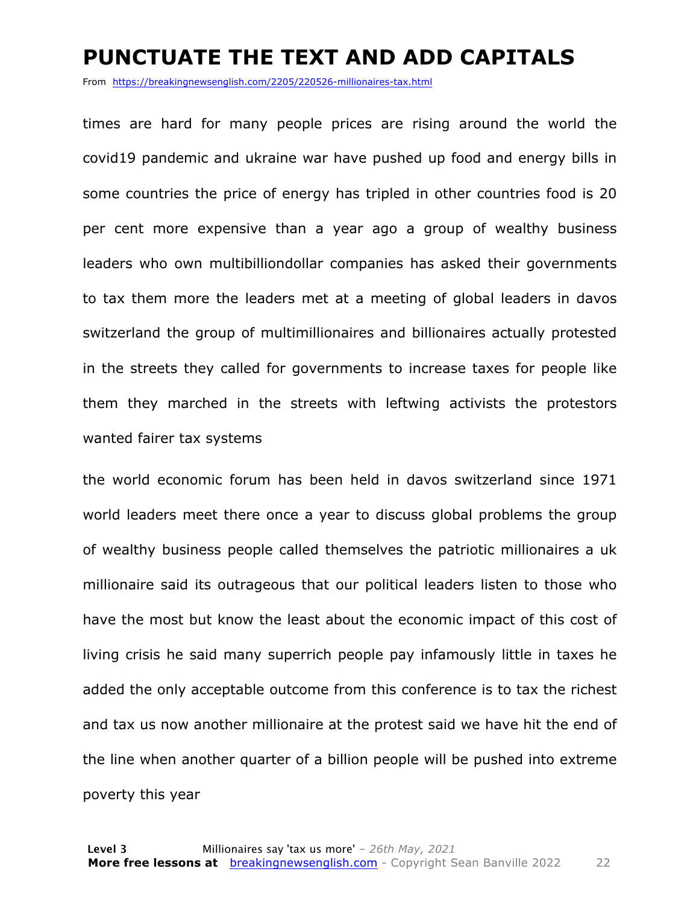# PUNCTUATE THE TEXT AND ADD CAPITALS

From https://breakingnewsenglish.com/2205/220526-millionaires-tax.html

times are hard for many people prices are rising around the world the covid19 pandemic and ukraine war have pushed up food and energy bills in some countries the price of energy has tripled in other countries food is 20 per cent more expensive than a year ago a group of wealthy business leaders who own multibilliondollar companies has asked their governments to tax them more the leaders met at a meeting of global leaders in davos switzerland the group of multimillionaires and billionaires actually protested in the streets they called for governments to increase taxes for people like them they marched in the streets with leftwing activists the protestors wanted fairer tax systems

the world economic forum has been held in davos switzerland since 1971 world leaders meet there once a year to discuss global problems the group of wealthy business people called themselves the patriotic millionaires a uk millionaire said its outrageous that our political leaders listen to those who have the most but know the least about the economic impact of this cost of living crisis he said many superrich people pay infamously little in taxes he added the only acceptable outcome from this conference is to tax the richest and tax us now another millionaire at the protest said we have hit the end of the line when another quarter of a billion people will be pushed into extreme poverty this year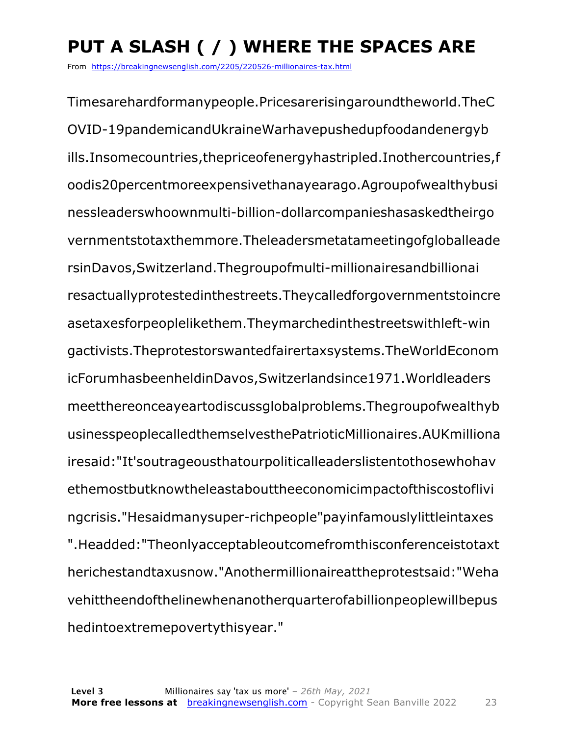# PUT A SLASH ( / ) WHERE THE SPACES ARE

From https://breakingnewsenglish.com/2205/220526-millionaires-tax.html

Timesarehardformanypeople.Pricesarerisingaroundtheworld.TheC OVID-19pandemicandUkraineWarhavepushedupfoodandenergyb ills.Insomecountries,thepriceofenergyhastripled.Inothercountries,f oodis20percentmoreexpensivethanayearago.Agroupofwealthybusi nessleaderswhoownmulti-billion-dollarcompanieshasaskedtheirgo vernmentstotaxthemmore.Theleadersmetatameetingofgloballeade rsinDavos,Switzerland.Thegroupofmulti-millionairesandbillionai resactuallyprotestedinthestreets.Theycalledforgovernmentstoincre asetaxesforpeoplelikethem.Theymarchedinthestreetswithleft-win gactivists.Theprotestorswantedfairertaxsystems.TheWorldEconom icForumhasbeenheldinDavos,Switzerlandsince1971.Worldleaders meetthereonceayeartodiscussglobalproblems.Thegroupofwealthyb usinesspeoplecalledthemselvesthePatrioticMillionaires.AUKmilliona iresaid:"It'soutrageousthatourpoliticalleaderslistentothosewhohav ethemostbutknowtheleastabouttheeconomicimpactofthiscostoflivi ngcrisis."Hesaidmanysuper-richpeople"payinfamouslylittleintaxes ".Headded:"Theonlyacceptableoutcomefromthisconferenceistotaxt herichestandtaxusnow."Anothermillionaireattheprotestsaid:"Weha vehittheendofthelinewhenanotherquarterofabillionpeoplewillbepus hedintoextremepovertythisyear."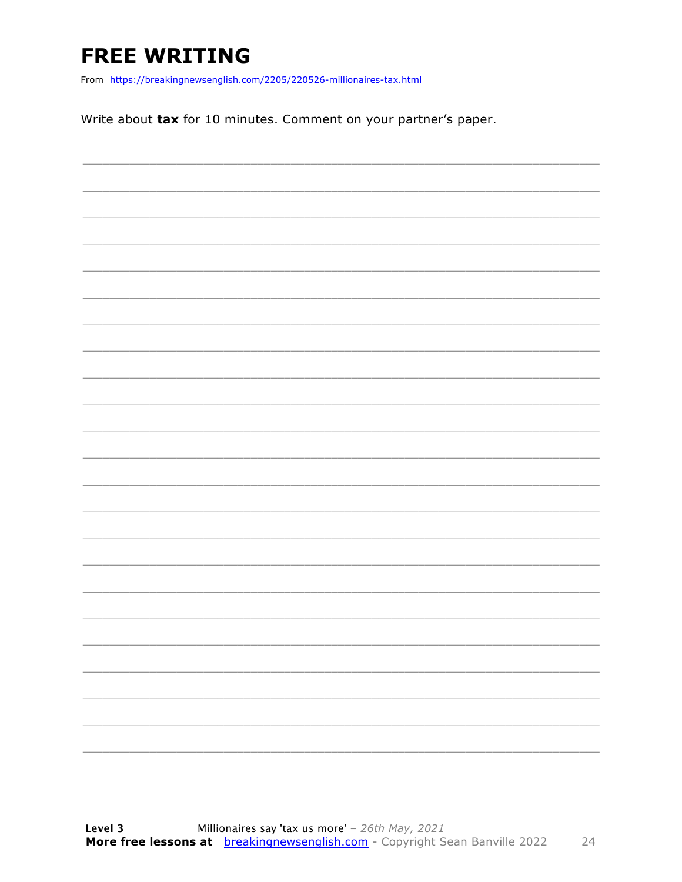# FREE WRITING

From https://breakingnewsenglish.com/2205/220526-millionaires-tax.html

Write about **tax** for 10 minutes. Comment on your partner's paper.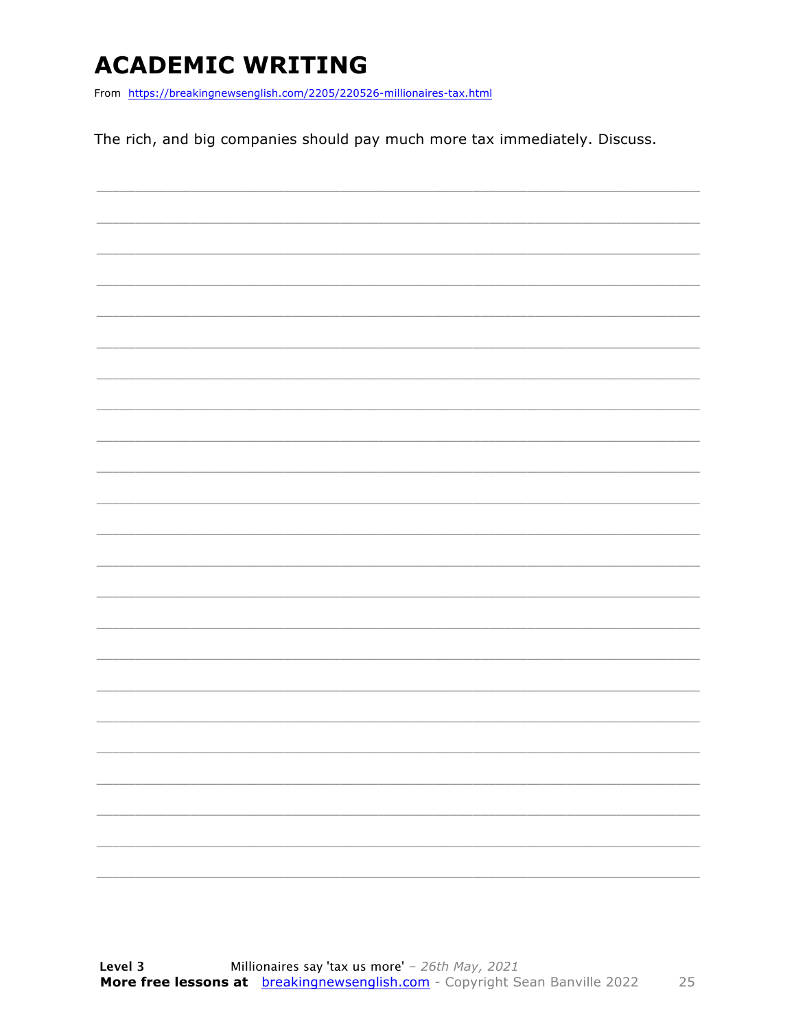# ACADEMIC WRITING

From https://breakingnewsenglish.com/2205/220526-millionaires-tax.html

The rich, and big companies should pay much more tax immediately. Discuss.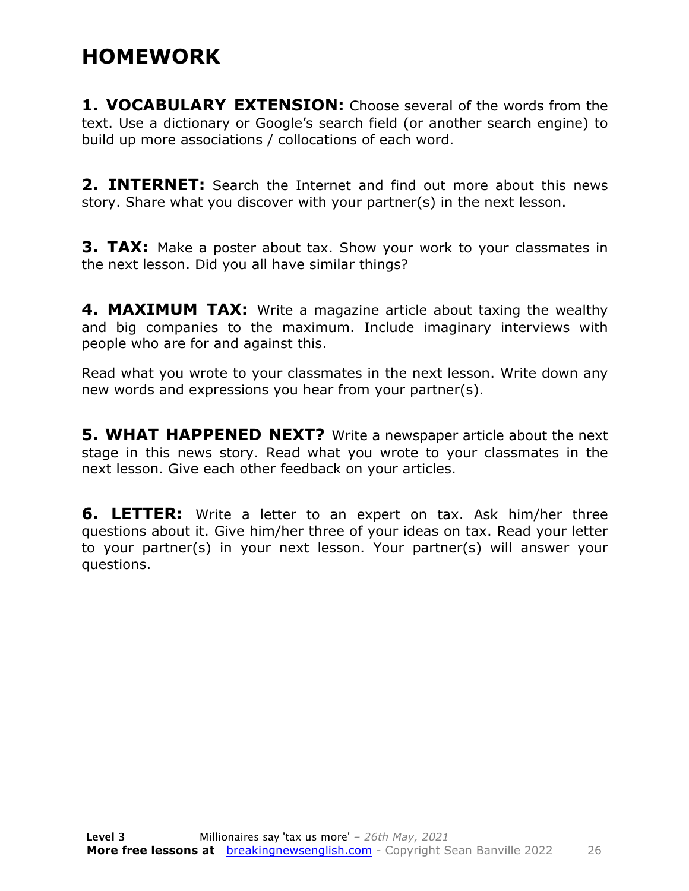# HOMEWORK

**1. VOCABULARY EXTENSION:** Choose several of the words from the text. Use a dictionary or Google's search field (or another search engine) to build up more associations / collocations of each word.

**2. INTERNET:** Search the Internet and find out more about this news story. Share what you discover with your partner(s) in the next lesson.

**3. TAX:** Make a poster about tax. Show your work to your classmates in the next lesson. Did you all have similar things?

**4. MAXIMUM TAX:** Write a magazine article about taxing the wealthy and big companies to the maximum. Include imaginary interviews with people who are for and against this.

Read what you wrote to your classmates in the next lesson. Write down any new words and expressions you hear from your partner(s).

**5. WHAT HAPPENED NEXT?** Write a newspaper article about the next stage in this news story. Read what you wrote to your classmates in the next lesson. Give each other feedback on your articles.

**6. LETTER:** Write a letter to an expert on tax. Ask him/her three questions about it. Give him/her three of your ideas on tax. Read your letter to your partner(s) in your next lesson. Your partner(s) will answer your questions.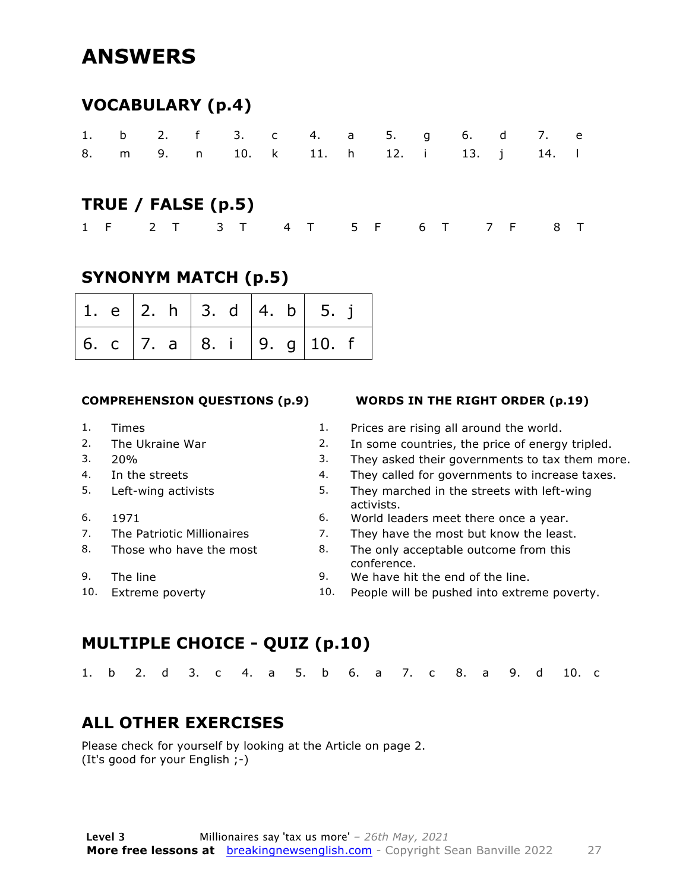# ANSWERS

## VOCABULARY (p.4)

| | | | | | | | | | | | | | |
|---|---|---|---|---|---|---|---|---|---|---|---|---|---|
| 1. | b | 2. | f | 3. | c | 4. | a | 5. | g | 6. | d | 7. | e |
| 8. | m | 9. | n | 10. | k | 11. | h | 12. | i | 13. | j | 14. | l |

## TRUE / FALSE (p.5)

1 F  2 T  3 T  4 T  5 F  6 T  7 F  8 T

## SYNONYM MATCH (p.5)

| | | | | |
|---|---|---|---|---|
| 1. e | 2. h | 3. d | 4. b | 5. j |
| 6. c | 7. a | 8. i | 9. g | 10. f |

**COMPREHENSION QUESTIONS (p.9)**

1. Times
2. The Ukraine War
3. 20%
4. In the streets
5. Left-wing activists
6. 1971
7. The Patriotic Millionaires
8. Those who have the most
9. The line
10. Extreme poverty

**WORDS IN THE RIGHT ORDER (p.19)**

1. Prices are rising all around the world.
2. In some countries, the price of energy tripled.
3. They asked their governments to tax them more.
4. They called for governments to increase taxes.
5. They marched in the streets with left-wing activists.
6. World leaders meet there once a year.
7. They have the most but know the least.
8. The only acceptable outcome from this conference.
9. We have hit the end of the line.
10. People will be pushed into extreme poverty.

## MULTIPLE CHOICE - QUIZ (p.10)

1. b  2. d  3. c  4. a  5. b  6. a  7. c  8. a  9. d  10. c

## ALL OTHER EXERCISES

Please check for yourself by looking at the Article on page 2.
(It's good for your English ;-)